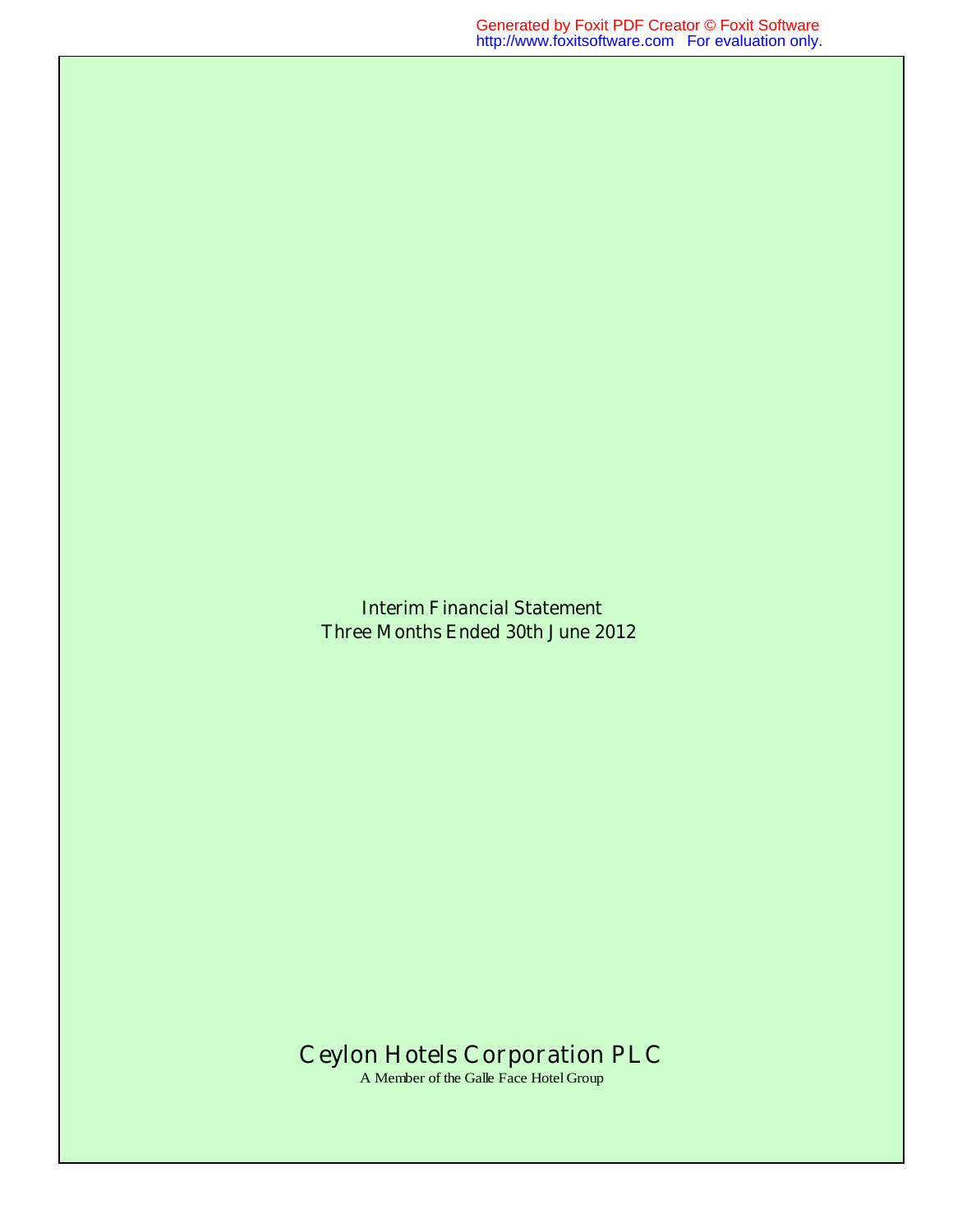Interim Financial Statement

Three Months Ended 30th June 2012

# Ceylon Hotels Corporation PLC

A Member of the Galle Face Hotel Group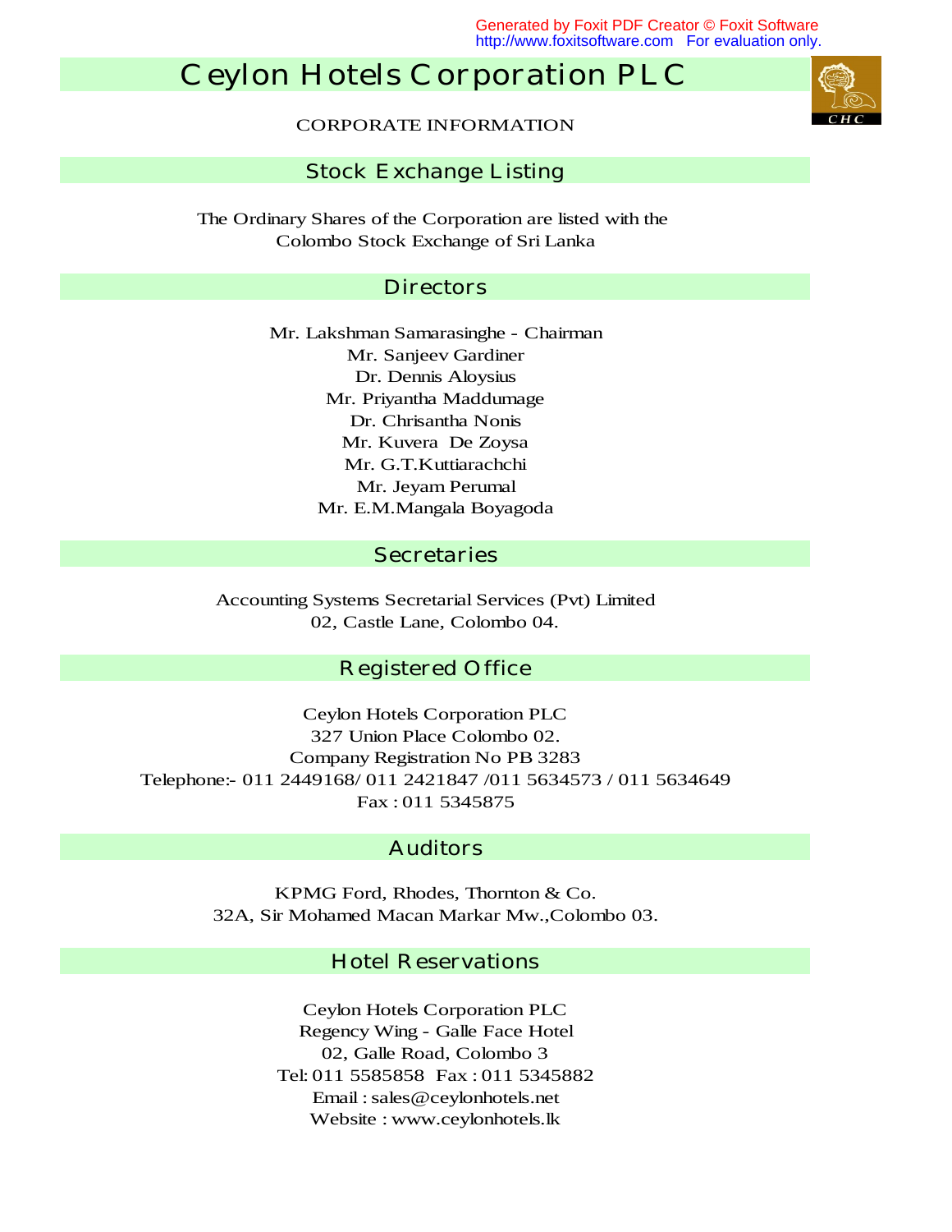# Ceylon Hotels Corporation PLC

CORPORATE INFORMATION

## Stock Exchange Listing

The Ordinary Shares of the Corporation are listed with the
Colombo Stock Exchange of Sri Lanka

## Directors

Mr. Lakshman Samarasinghe - Chairman
Mr. Sanjeev Gardiner
Dr. Dennis Aloysius
Mr. Priyantha Maddumage
Dr. Chrisantha Nonis
Mr. Kuvera De Zoysa
Mr. G.T.Kuttiarachchi
Mr. Jeyam Perumal
Mr. E.M.Mangala Boyagoda

## Secretaries

Accounting Systems Secretarial Services (Pvt) Limited
02, Castle Lane, Colombo 04.

## Registered Office

Ceylon Hotels Corporation PLC
327 Union Place Colombo 02.
Company Registration No PB 3283
Telephone:- 011 2449168/ 011 2421847 /011 5634573 / 011 5634649
Fax : 011 5345875

## Auditors

KPMG Ford, Rhodes, Thornton & Co.
32A, Sir Mohamed Macan Markar Mw.,Colombo 03.

## Hotel Reservations

Ceylon Hotels Corporation PLC
Regency Wing - Galle Face Hotel
02, Galle Road, Colombo 3
Tel: 011 5585858 Fax : 011 5345882
Email : sales@ceylonhotels.net
Website : www.ceylonhotels.lk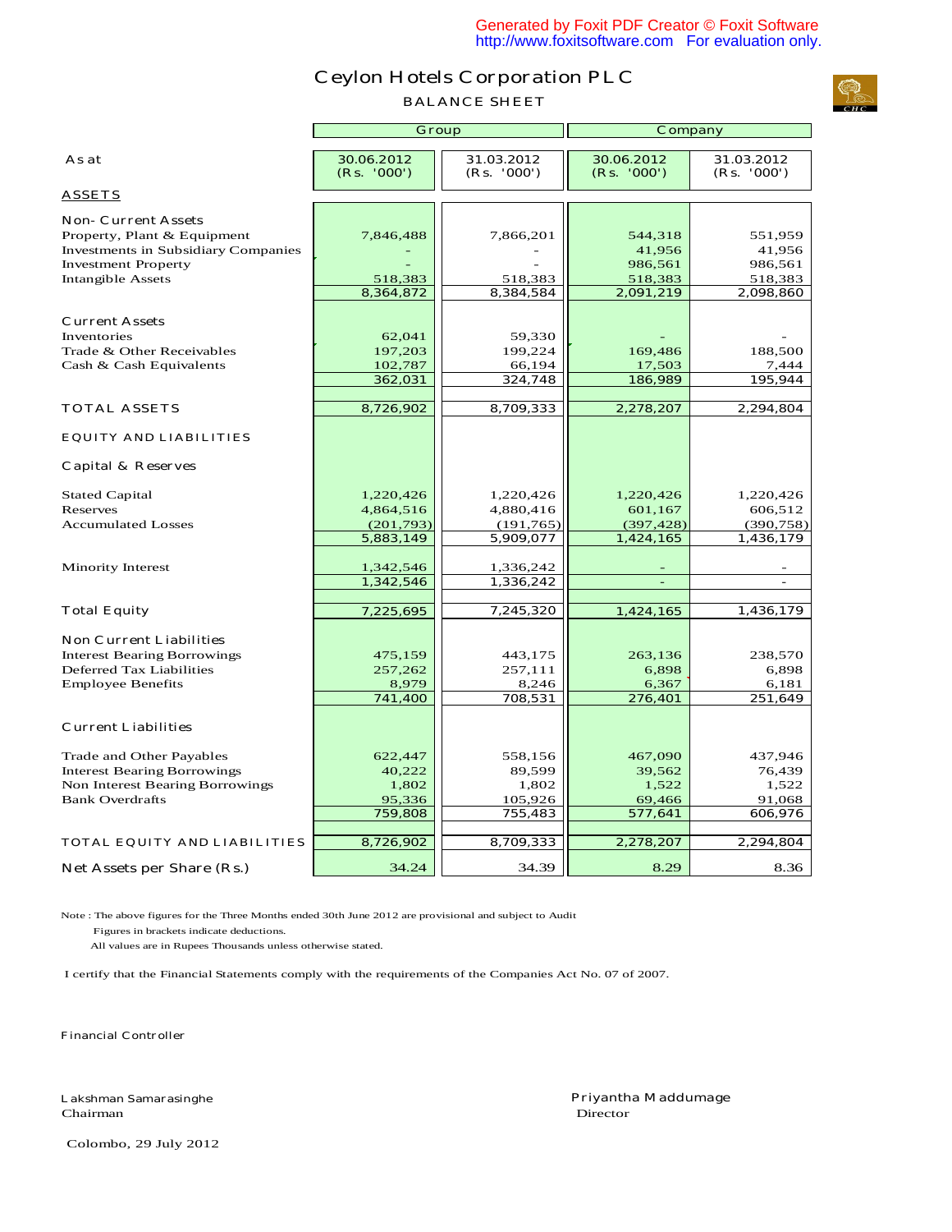# Ceylon Hotels Corporation PLC

## BALANCE SHEET

| | Group | | Company | |
|---|---|---|---|---|
| As at | 30.06.2012 (Rs. '000') | 31.03.2012 (Rs. '000') | 30.06.2012 (Rs. '000') | 31.03.2012 (Rs. '000') |
| **ASSETS** | | | | |
| Non- Current Assets | | | | |
| Property, Plant & Equipment | 7,846,488 | 7,866,201 | 544,318 | 551,959 |
| Investments in Subsidiary Companies | - | - | 41,956 | 41,956 |
| Investment Property | - | - | 986,561 | 986,561 |
| Intangible Assets | 518,383 | 518,383 | 518,383 | 518,383 |
| | 8,364,872 | 8,384,584 | 2,091,219 | 2,098,860 |
| Current Assets | | | | |
| Inventories | 62,041 | 59,330 | - | - |
| Trade & Other Receivables | 197,203 | 199,224 | 169,486 | 188,500 |
| Cash & Cash Equivalents | 102,787 | 66,194 | 17,503 | 7,444 |
| | 362,031 | 324,748 | 186,989 | 195,944 |
| TOTAL ASSETS | 8,726,902 | 8,709,333 | 2,278,207 | 2,294,804 |
| EQUITY AND LIABILITIES | | | | |
| Capital & Reserves | | | | |
| Stated Capital | 1,220,426 | 1,220,426 | 1,220,426 | 1,220,426 |
| Reserves | 4,864,516 | 4,880,416 | 601,167 | 606,512 |
| Accumulated Losses | (201,793) | (191,765) | (397,428) | (390,758) |
| | 5,883,149 | 5,909,077 | 1,424,165 | 1,436,179 |
| Minority Interest | 1,342,546 | 1,336,242 | - | - |
| | 1,342,546 | 1,336,242 | - | - |
| Total Equity | 7,225,695 | 7,245,320 | 1,424,165 | 1,436,179 |
| Non Current Liabilities | | | | |
| Interest Bearing Borrowings | 475,159 | 443,175 | 263,136 | 238,570 |
| Deferred Tax Liabilities | 257,262 | 257,111 | 6,898 | 6,898 |
| Employee Benefits | 8,979 | 8,246 | 6,367 | 6,181 |
| | 741,400 | 708,531 | 276,401 | 251,649 |
| Current Liabilities | | | | |
| Trade and Other Payables | 622,447 | 558,156 | 467,090 | 437,946 |
| Interest Bearing Borrowings | 40,222 | 89,599 | 39,562 | 76,439 |
| Non Interest Bearing Borrowings | 1,802 | 1,802 | 1,522 | 1,522 |
| Bank Overdrafts | 95,336 | 105,926 | 69,466 | 91,068 |
| | 759,808 | 755,483 | 577,641 | 606,976 |
| TOTAL EQUITY AND LIABILITIES | 8,726,902 | 8,709,333 | 2,278,207 | 2,294,804 |
| Net Assets per Share (Rs.) | 34.24 | 34.39 | 8.29 | 8.36 |

Note : The above figures for the Three Months ended 30th June 2012 are provisional and subject to Audit

Figures in brackets indicate deductions.

All values are in Rupees Thousands unless otherwise stated.

I certify that the Financial Statements comply with the requirements of the Companies Act No. 07 of 2007.

Financial Controller

Lakshman Samarasinghe
Chairman

Priyantha Maddumage
Director

Colombo, 29 July 2012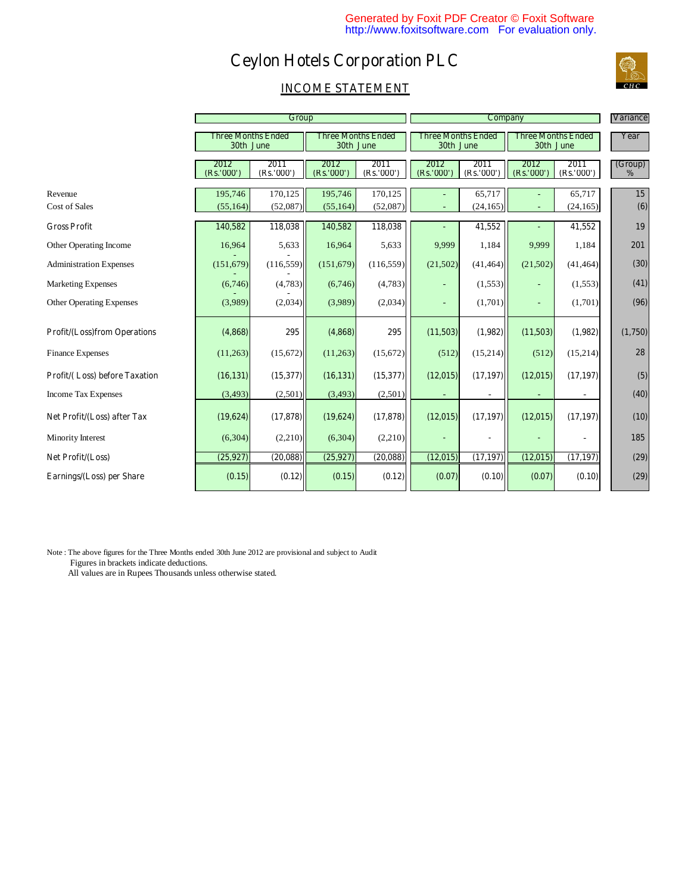# Ceylon Hotels Corporation PLC

## INCOME STATEMENT

| | Group | | | | Company | | | | Variance |
|---|---|---|---|---|---|---|---|---|---|
| | Three Months Ended 30th June | | Three Months Ended 30th June | | Three Months Ended 30th June | | Three Months Ended 30th June | | Year |
| | 2012 (Rs.'000') | 2011 (Rs.'000') | 2012 (Rs.'000') | 2011 (Rs.'000') | 2012 (Rs.'000') | 2011 (Rs.'000') | 2012 (Rs.'000') | 2011 (Rs.'000') | (Group) % |
| Revenue | 195,746 | 170,125 | 195,746 | 170,125 | - | 65,717 | - | 65,717 | 15 |
| Cost of Sales | (55,164) | (52,087) | (55,164) | (52,087) | - | (24,165) | - | (24,165) | (6) |
| Gross Profit | 140,582 | 118,038 | 140,582 | 118,038 | - | 41,552 | - | 41,552 | 19 |
| Other Operating Income | 16,964 | 5,633 | 16,964 | 5,633 | 9,999 | 1,184 | 9,999 | 1,184 | 201 |
| Administration Expenses | (151,679) | (116,559) | (151,679) | (116,559) | (21,502) | (41,464) | (21,502) | (41,464) | (30) |
| Marketing Expenses | (6,746) | (4,783) | (6,746) | (4,783) | - | (1,553) | - | (1,553) | (41) |
| Other Operating Expenses | (3,989) | (2,034) | (3,989) | (2,034) | - | (1,701) | - | (1,701) | (96) |
| Profit/(Loss)from Operations | (4,868) | 295 | (4,868) | 295 | (11,503) | (1,982) | (11,503) | (1,982) | (1,750) |
| Finance Expenses | (11,263) | (15,672) | (11,263) | (15,672) | (512) | (15,214) | (512) | (15,214) | 28 |
| Profit/( Loss) before Taxation | (16,131) | (15,377) | (16,131) | (15,377) | (12,015) | (17,197) | (12,015) | (17,197) | (5) |
| Income Tax Expenses | (3,493) | (2,501) | (3,493) | (2,501) | - | - | - | - | (40) |
| Net Profit/(Loss) after Tax | (19,624) | (17,878) | (19,624) | (17,878) | (12,015) | (17,197) | (12,015) | (17,197) | (10) |
| Minority Interest | (6,304) | (2,210) | (6,304) | (2,210) | - | - | - | - | 185 |
| Net Profit/(Loss) | (25,927) | (20,088) | (25,927) | (20,088) | (12,015) | (17,197) | (12,015) | (17,197) | (29) |
| Earnings/(Loss) per Share | (0.15) | (0.12) | (0.15) | (0.12) | (0.07) | (0.10) | (0.07) | (0.10) | (29) |

Note : The above figures for the Three Months ended 30th June 2012 are provisional and subject to Audit
Figures in brackets indicate deductions.
All values are in Rupees Thousands unless otherwise stated.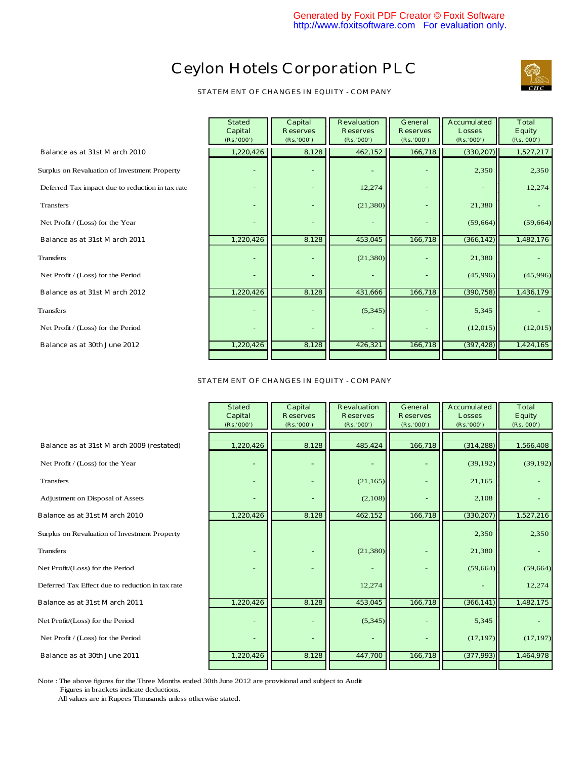# Ceylon Hotels Corporation PLC

## STATEMENT OF CHANGES IN EQUITY - COMPANY

| | Stated Capital (Rs.'000') | Capital Reserves (Rs.'000') | Revaluation Reserves (Rs.'000') | General Reserves (Rs.'000') | Accumulated Losses (Rs.'000') | Total Equity (Rs.'000') |
|---|---|---|---|---|---|---|
| Balance as at 31st March 2010 | 1,220,426 | 8,128 | 462,152 | 166,718 | (330,207) | 1,527,217 |
| Surplus on Revaluation of Investment Property | - | - | - | - | 2,350 | 2,350 |
| Deferred Tax impact due to reduction in tax rate | - | - | 12,274 | - | - | 12,274 |
| Transfers | - | - | (21,380) | - | 21,380 | - |
| Net Profit / (Loss) for the Year | - | - | - | - | (59,664) | (59,664) |
| Balance as at 31st March 2011 | 1,220,426 | 8,128 | 453,045 | 166,718 | (366,142) | 1,482,176 |
| Transfers | - | - | (21,380) | - | 21,380 | - |
| Net Profit / (Loss) for the Period | - | - | - | - | (45,996) | (45,996) |
| Balance as at 31st March 2012 | 1,220,426 | 8,128 | 431,666 | 166,718 | (390,758) | 1,436,179 |
| Transfers | - | - | (5,345) | - | 5,345 | - |
| Net Profit / (Loss) for the Period | - | - | - | - | (12,015) | (12,015) |
| Balance as at 30th June 2012 | 1,220,426 | 8,128 | 426,321 | 166,718 | (397,428) | 1,424,165 |

## STATEMENT OF CHANGES IN EQUITY - COMPANY

| | Stated Capital (Rs.'000') | Capital Reserves (Rs.'000') | Revaluation Reserves (Rs.'000') | General Reserves (Rs.'000') | Accumulated Losses (Rs.'000') | Total Equity (Rs.'000') |
|---|---|---|---|---|---|---|
| Balance as at 31st March 2009 (restated) | 1,220,426 | 8,128 | 485,424 | 166,718 | (314,288) | 1,566,408 |
| Net Profit / (Loss) for the Year | - | - | - | - | (39,192) | (39,192) |
| Transfers | - | - | (21,165) | - | 21,165 | - |
| Adjustment on Disposal of Assets | - | - | (2,108) | - | 2,108 | - |
| Balance as at 31st March 2010 | 1,220,426 | 8,128 | 462,152 | 166,718 | (330,207) | 1,527,216 |
| Surplus on Revaluation of Investment Property | | | | | 2,350 | 2,350 |
| Transfers | - | - | (21,380) | - | 21,380 | - |
| Net Profit/(Loss) for the Period | - | - | - | - | (59,664) | (59,664) |
| Deferred Tax Effect due to reduction in tax rate | | | 12,274 | | - | 12,274 |
| Balance as at 31st March 2011 | 1,220,426 | 8,128 | 453,045 | 166,718 | (366,141) | 1,482,175 |
| Net Profit/(Loss) for the Period | - | - | (5,345) | - | 5,345 | - |
| Net Profit / (Loss) for the Period | - | - | - | - | (17,197) | (17,197) |
| Balance as at 30th June 2011 | 1,220,426 | 8,128 | 447,700 | 166,718 | (377,993) | 1,464,978 |

Note : The above figures for the Three Months ended 30th June 2012 are provisional and subject to Audit
Figures in brackets indicate deductions.
All values are in Rupees Thousands unless otherwise stated.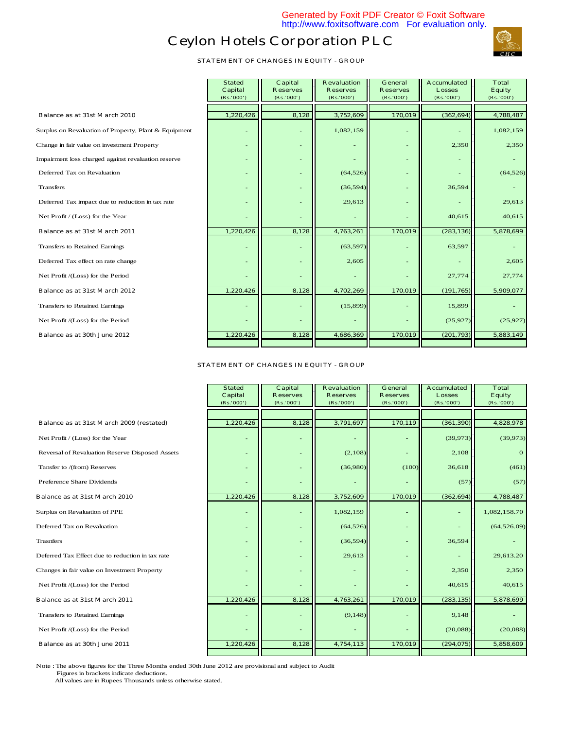# Ceylon Hotels Corporation PLC

## STATEMENT OF CHANGES IN EQUITY - GROUP

| | Stated Capital (Rs.'000') | Capital Reserves (Rs.'000') | Revaluation Reserves (Rs.'000') | General Reserves (Rs.'000') | Accumulated Losses (Rs.'000') | Total Equity (Rs.'000') |
|---|---|---|---|---|---|---|
| Balance as at 31st March 2010 | 1,220,426 | 8,128 | 3,752,609 | 170,019 | (362,694) | 4,788,487 |
| Surplus on Revaluation of Property, Plant & Equipment | - | - | 1,082,159 | - | - | 1,082,159 |
| Change in fair value on investment Property | - | - | - | - | 2,350 | 2,350 |
| Impairment loss charged against revaluation reserve | - | - | - | - | - | - |
| Deferred Tax on Revaluation | - | - | (64,526) | - | - | (64,526) |
| Transfers | - | - | (36,594) | - | 36,594 | - |
| Deferred Tax impact due to reduction in tax rate | - | - | 29,613 | - | - | 29,613 |
| Net Profit / (Loss) for the Year | - | - | - | - | 40,615 | 40,615 |
| Balance as at 31st March 2011 | 1,220,426 | 8,128 | 4,763,261 | 170,019 | (283,136) | 5,878,699 |
| Transfers to Retained Earnings | - | - | (63,597) | - | 63,597 | - |
| Deferred Tax effect on rate change | - | - | 2,605 | - | - | 2,605 |
| Net Profit /(Loss) for the Period | - | - | - | - | 27,774 | 27,774 |
| Balance as at 31st March 2012 | 1,220,426 | 8,128 | 4,702,269 | 170,019 | (191,765) | 5,909,077 |
| Transfers to Retained Earnings | - | - | (15,899) | - | 15,899 | - |
| Net Profit /(Loss) for the Period | - | - | - | - | (25,927) | (25,927) |
| Balance as at 30th June 2012 | 1,220,426 | 8,128 | 4,686,369 | 170,019 | (201,793) | 5,883,149 |

## STATEMENT OF CHANGES IN EQUITY - GROUP

| | Stated Capital (Rs.'000') | Capital Reserves (Rs.'000') | Revaluation Reserves (Rs.'000') | General Reserves (Rs.'000') | Accumulated Losses (Rs.'000') | Total Equity (Rs.'000') |
|---|---|---|---|---|---|---|
| Balance as at 31st March 2009 (restated) | 1,220,426 | 8,128 | 3,791,697 | 170,119 | (361,390) | 4,828,978 |
| Net Profit / (Loss) for the Year | - | - | - | - | (39,973) | (39,973) |
| Reversal of Revaluation Reserve Disposed Assets | - | - | (2,108) | - | 2,108 | 0 |
| Tansfer to /(from) Reserves | - | - | (36,980) | (100) | 36,618 | (461) |
| Preference Share Dividends | - | - | - | - | (57) | (57) |
| Balance as at 31st March 2010 | 1,220,426 | 8,128 | 3,752,609 | 170,019 | (362,694) | 4,788,487 |
| Surplus on Revaluation of PPE | - | - | 1,082,159 | - | - | 1,082,158.70 |
| Deferred Tax on Revaluation | - | - | (64,526) | - | - | (64,526.09) |
| Trasnfers | - | - | (36,594) | - | 36,594 | - |
| Deferred Tax Effect due to reduction in tax rate | - | - | 29,613 | - | - | 29,613.20 |
| Changes in fair value on Investment Property | - | - | - | - | 2,350 | 2,350 |
| Net Profit /(Loss) for the Period | - | - | - | - | 40,615 | 40,615 |
| Balance as at 31st March 2011 | 1,220,426 | 8,128 | 4,763,261 | 170,019 | (283,135) | 5,878,699 |
| Transfers to Retained Earnings | - | - | (9,148) | - | 9,148 | - |
| Net Profit /(Loss) for the Period | - | - | - | - | (20,088) | (20,088) |
| Balance as at 30th June 2011 | 1,220,426 | 8,128 | 4,754,113 | 170,019 | (294,075) | 5,858,609 |

Note : The above figures for the Three Months ended 30th June 2012 are provisional and subject to Audit
Figures in brackets indicate deductions.
All values are in Rupees Thousands unless otherwise stated.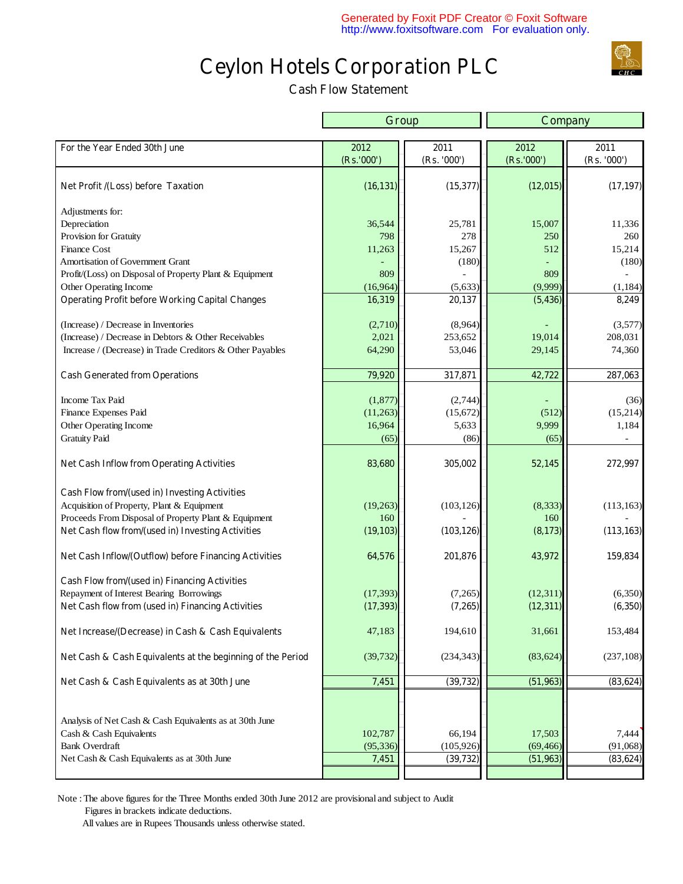# Ceylon Hotels Corporation PLC

## Cash Flow Statement

| For the Year Ended 30th June | Group 2012 (Rs.'000') | Group 2011 (Rs. '000') | Company 2012 (Rs.'000') | Company 2011 (Rs. '000') |
|---|---|---|---|---|
| Net Profit /(Loss) before Taxation | (16,131) | (15,377) | (12,015) | (17,197) |
| Adjustments for: | | | | |
| Depreciation | 36,544 | 25,781 | 15,007 | 11,336 |
| Provision for Gratuity | 798 | 278 | 250 | 260 |
| Finance Cost | 11,263 | 15,267 | 512 | 15,214 |
| Amortisation of Government Grant | - | (180) | - | (180) |
| Profit/(Loss) on Disposal of Property Plant & Equipment | 809 | - | 809 | - |
| Other Operating Income | (16,964) | (5,633) | (9,999) | (1,184) |
| Operating Profit before Working Capital Changes | 16,319 | 20,137 | (5,436) | 8,249 |
| (Increase) / Decrease in Inventories | (2,710) | (8,964) | - | (3,577) |
| (Increase) / Decrease in Debtors & Other Receivables | 2,021 | 253,652 | 19,014 | 208,031 |
| Increase / (Decrease) in Trade Creditors & Other Payables | 64,290 | 53,046 | 29,145 | 74,360 |
| Cash Generated from Operations | 79,920 | 317,871 | 42,722 | 287,063 |
| Income Tax Paid | (1,877) | (2,744) | - | (36) |
| Finance Expenses Paid | (11,263) | (15,672) | (512) | (15,214) |
| Other Operating Income | 16,964 | 5,633 | 9,999 | 1,184 |
| Gratuity Paid | (65) | (86) | (65) | - |
| Net Cash Inflow from Operating Activities | 83,680 | 305,002 | 52,145 | 272,997 |
| Cash Flow from/(used in) Investing Activities | | | | |
| Acquisition of Property, Plant & Equipment | (19,263) | (103,126) | (8,333) | (113,163) |
| Proceeds From Disposal of Property Plant & Equipment | 160 | - | 160 | - |
| Net Cash flow from/(used in) Investing Activities | (19,103) | (103,126) | (8,173) | (113,163) |
| Net Cash Inflow/(Outflow) before Financing Activities | 64,576 | 201,876 | 43,972 | 159,834 |
| Cash Flow from/(used in) Financing Activities | | | | |
| Repayment of Interest Bearing Borrowings | (17,393) | (7,265) | (12,311) | (6,350) |
| Net Cash flow from (used in) Financing Activities | (17,393) | (7,265) | (12,311) | (6,350) |
| Net Increase/(Decrease) in Cash & Cash Equivalents | 47,183 | 194,610 | 31,661 | 153,484 |
| Net Cash & Cash Equivalents at the beginning of the Period | (39,732) | (234,343) | (83,624) | (237,108) |
| Net Cash & Cash Equivalents as at 30th June | 7,451 | (39,732) | (51,963) | (83,624) |
| Analysis of Net Cash & Cash Equivalents as at 30th June | | | | |
| Cash & Cash Equivalents | 102,787 | 66,194 | 17,503 | 7,444 |
| Bank Overdraft | (95,336) | (105,926) | (69,466) | (91,068) |
| Net Cash & Cash Equivalents as at 30th June | 7,451 | (39,732) | (51,963) | (83,624) |

Note : The above figures for the Three Months ended 30th June 2012 are provisional and subject to Audit
Figures in brackets indicate deductions.
All values are in Rupees Thousands unless otherwise stated.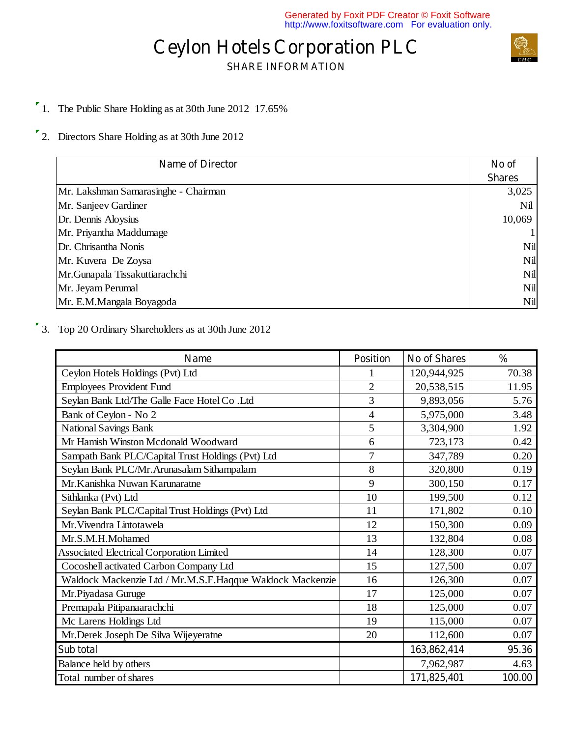# Ceylon Hotels Corporation PLC

## SHARE INFORMATION

1. The Public Share Holding as at 30th June 2012 17.65%

2. Directors Share Holding as at 30th June 2012

| Name of Director | No of Shares |
|---|---|
| Mr. Lakshman Samarasinghe - Chairman | 3,025 |
| Mr. Sanjeev Gardiner | Nil |
| Dr. Dennis Aloysius | 10,069 |
| Mr. Priyantha Maddumage | 1 |
| Dr. Chrisantha Nonis | Nil |
| Mr. Kuvera De Zoysa | Nil |
| Mr.Gunapala Tissakuttiarachchi | Nil |
| Mr. Jeyam Perumal | Nil |
| Mr. E.M.Mangala Boyagoda | Nil |

3. Top 20 Ordinary Shareholders as at 30th June 2012

| Name | Position | No of Shares | % |
|---|---|---|---|
| Ceylon Hotels Holdings (Pvt) Ltd | 1 | 120,944,925 | 70.38 |
| Employees Provident Fund | 2 | 20,538,515 | 11.95 |
| Seylan Bank Ltd/The Galle Face Hotel Co .Ltd | 3 | 9,893,056 | 5.76 |
| Bank of Ceylon - No 2 | 4 | 5,975,000 | 3.48 |
| National Savings Bank | 5 | 3,304,900 | 1.92 |
| Mr Hamish Winston Mcdonald Woodward | 6 | 723,173 | 0.42 |
| Sampath Bank PLC/Capital Trust Holdings (Pvt) Ltd | 7 | 347,789 | 0.20 |
| Seylan Bank PLC/Mr.Arunasalam Sithampalam | 8 | 320,800 | 0.19 |
| Mr.Kanishka Nuwan Karunaratne | 9 | 300,150 | 0.17 |
| Sithlanka (Pvt) Ltd | 10 | 199,500 | 0.12 |
| Seylan Bank PLC/Capital Trust Holdings (Pvt) Ltd | 11 | 171,802 | 0.10 |
| Mr.Vivendra Lintotawela | 12 | 150,300 | 0.09 |
| Mr.S.M.H.Mohamed | 13 | 132,804 | 0.08 |
| Associated Electrical Corporation Limited | 14 | 128,300 | 0.07 |
| Cocoshell activated Carbon Company Ltd | 15 | 127,500 | 0.07 |
| Waldock Mackenzie Ltd / Mr.M.S.F.Haqque Waldock Mackenzie | 16 | 126,300 | 0.07 |
| Mr.Piyadasa Guruge | 17 | 125,000 | 0.07 |
| Premapala Pitipanaarachchi | 18 | 125,000 | 0.07 |
| Mc Larens Holdings Ltd | 19 | 115,000 | 0.07 |
| Mr.Derek Joseph De Silva Wijeyeratne | 20 | 112,600 | 0.07 |
| Sub total | | 163,862,414 | 95.36 |
| Balance held by others | | 7,962,987 | 4.63 |
| Total number of shares | | 171,825,401 | 100.00 |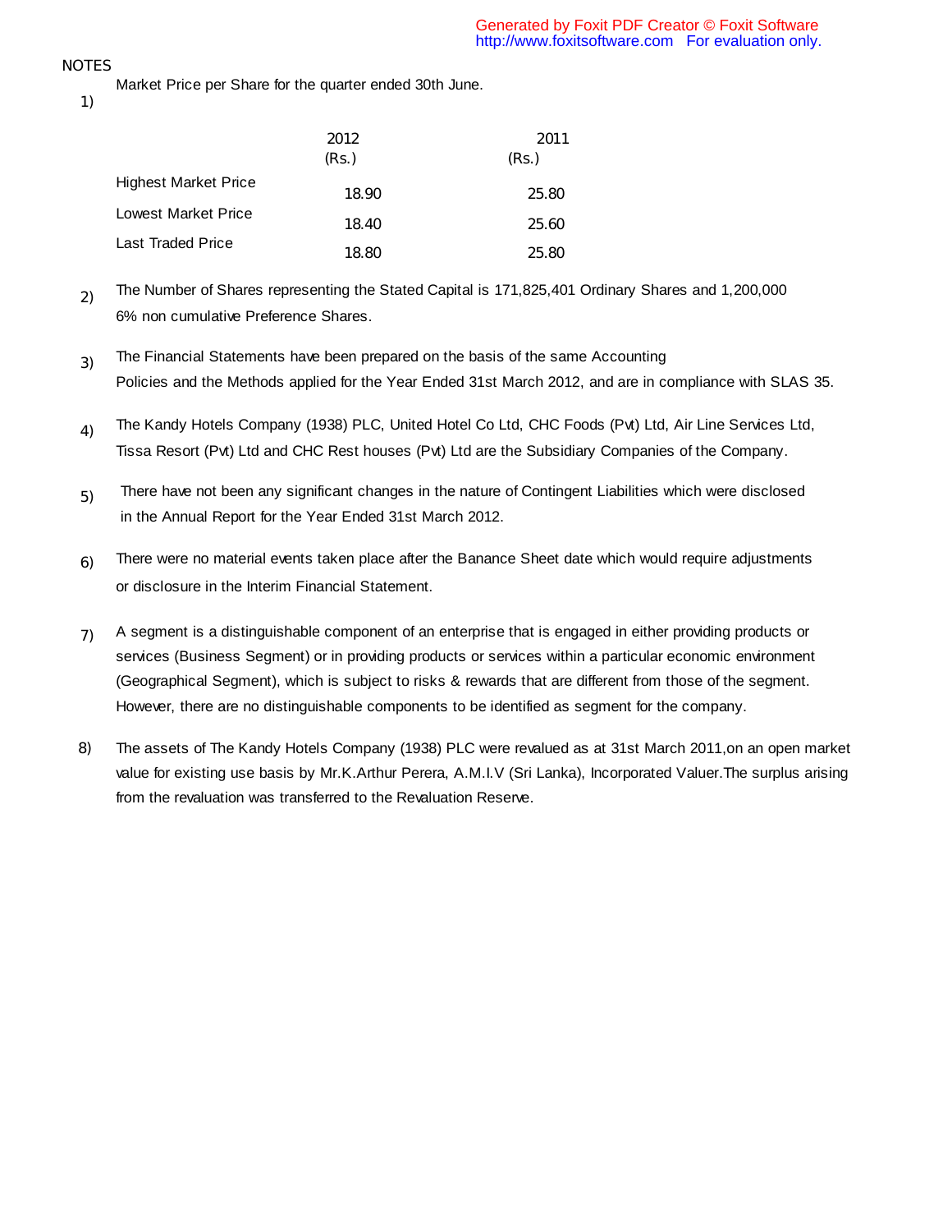NOTES

1) Market Price per Share for the quarter ended 30th June.

| | 2012 (Rs.) | 2011 (Rs.) |
|---|---|---|
| Highest Market Price | 18.90 | 25.80 |
| Lowest Market Price | 18.40 | 25.60 |
| Last Traded Price | 18.80 | 25.80 |

2) The Number of Shares representing the Stated Capital is 171,825,401 Ordinary Shares and 1,200,000 6% non cumulative Preference Shares.

3) The Financial Statements have been prepared on the basis of the same Accounting Policies and the Methods applied for the Year Ended 31st March 2012, and are in compliance with SLAS 35.

4) The Kandy Hotels Company (1938) PLC, United Hotel Co Ltd, CHC Foods (Pvt) Ltd, Air Line Services Ltd, Tissa Resort (Pvt) Ltd and CHC Rest houses (Pvt) Ltd are the Subsidiary Companies of the Company.

5) There have not been any significant changes in the nature of Contingent Liabilities which were disclosed in the Annual Report for the Year Ended 31st March 2012.

6) There were no material events taken place after the Banance Sheet date which would require adjustments or disclosure in the Interim Financial Statement.

7) A segment is a distinguishable component of an enterprise that is engaged in either providing products or services (Business Segment) or in providing products or services within a particular economic environment (Geographical Segment), which is subject to risks & rewards that are different from those of the segment. However, there are no distinguishable components to be identified as segment for the company.

8) The assets of The Kandy Hotels Company (1938) PLC were revalued as at 31st March 2011,on an open market value for existing use basis by Mr.K.Arthur Perera, A.M.I.V (Sri Lanka), Incorporated Valuer.The surplus arising from the revaluation was transferred to the Revaluation Reserve.